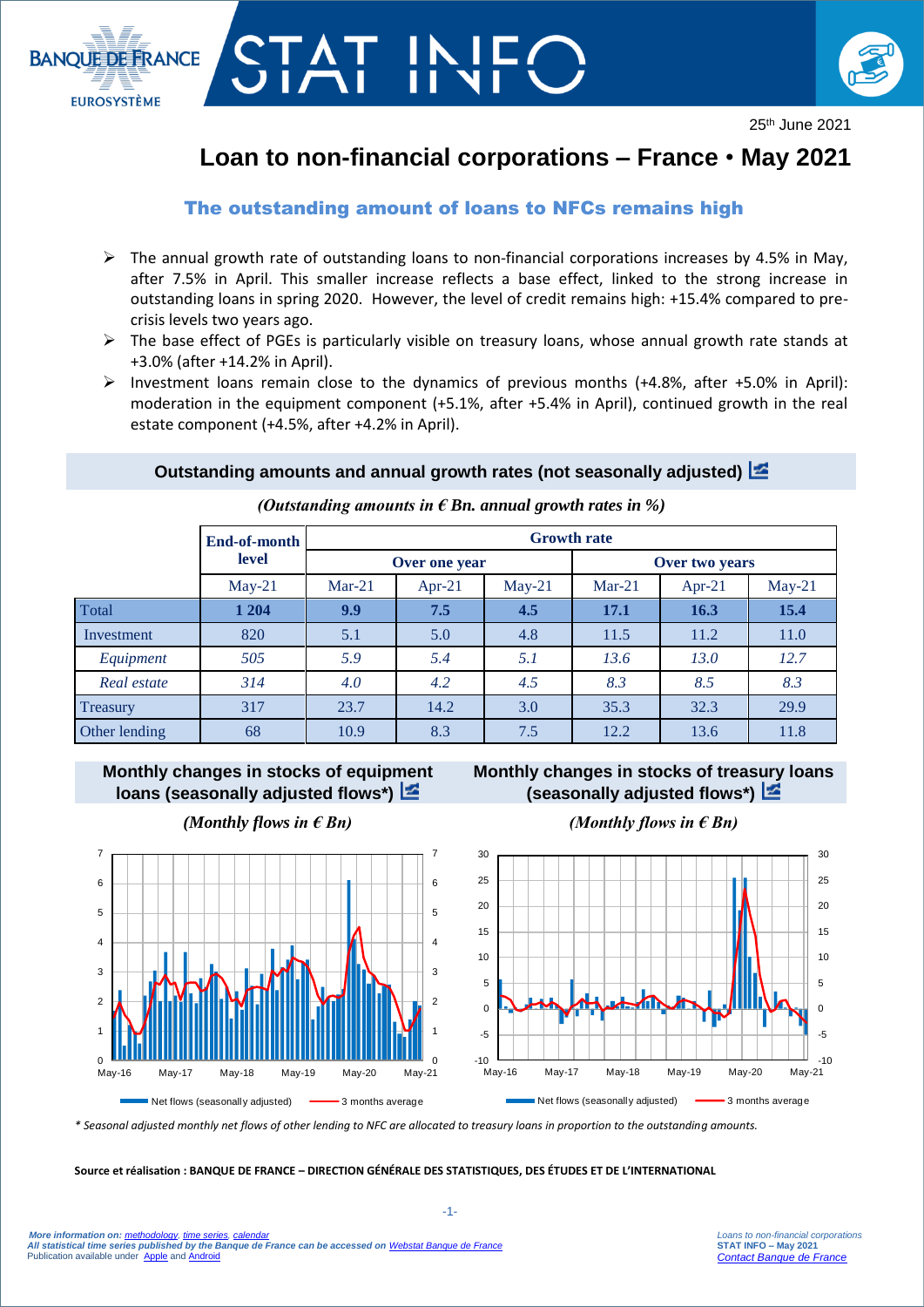25th June 2021

# Loan to non-financial corporations – France • May 2021

## The outstanding amount of loans to NFCs remains high

- The annual growth rate of outstanding loans to non-financial corporations increases by 4.5% in May, after 7.5% in April. This smaller increase reflects a base effect, linked to the strong increase in outstanding loans in spring 2020. However, the level of credit remains high: +15.4% compared to pre-crisis levels two years ago.
- The base effect of PGEs is particularly visible on treasury loans, whose annual growth rate stands at +3.0% (after +14.2% in April).
- Investment loans remain close to the dynamics of previous months (+4.8%, after +5.0% in April): moderation in the equipment component (+5.1%, after +5.4% in April), continued growth in the real estate component (+4.5%, after +4.2% in April).

### Outstanding amounts and annual growth rates (not seasonally adjusted)

*(Outstanding amounts in € Bn. annual growth rates in %)*

| | End-of-month level | Growth rate | | | | | |
|---|---|---|---|---|---|---|---|
| | | Over one year | | | Over two years | | |
| | May-21 | Mar-21 | Apr-21 | May-21 | Mar-21 | Apr-21 | May-21 |
| Total | **1 204** | **9.9** | **7.5** | **4.5** | **17.1** | **16.3** | **15.4** |
| Investment | 820 | 5.1 | 5.0 | 4.8 | 11.5 | 11.2 | 11.0 |
| *Equipment* | *505* | *5.9* | *5.4* | *5.1* | *13.6* | *13.0* | *12.7* |
| *Real estate* | *314* | *4.0* | *4.2* | *4.5* | *8.3* | *8.5* | *8.3* |
| Treasury | 317 | 23.7 | 14.2 | 3.0 | 35.3 | 32.3 | 29.9 |
| Other lending | 68 | 10.9 | 8.3 | 7.5 | 12.2 | 13.6 | 11.8 |

### Monthly changes in stocks of equipment loans (seasonally adjusted flows*)

*(Monthly flows in € Bn)*

### Monthly changes in stocks of treasury loans (seasonally adjusted flows*)

*(Monthly flows in € Bn)*

*\* Seasonal adjusted monthly net flows of other lending to NFC are allocated to treasury loans in proportion to the outstanding amounts.*

**Source et réalisation : BANQUE DE FRANCE – DIRECTION GÉNÉRALE DES STATISTIQUES, DES ÉTUDES ET DE L'INTERNATIONAL**

*More information on: methodology, time series, calendar*
*All statistical time series published by the Banque de France can be accessed on Webstat Banque de France*
Publication available under Apple and Android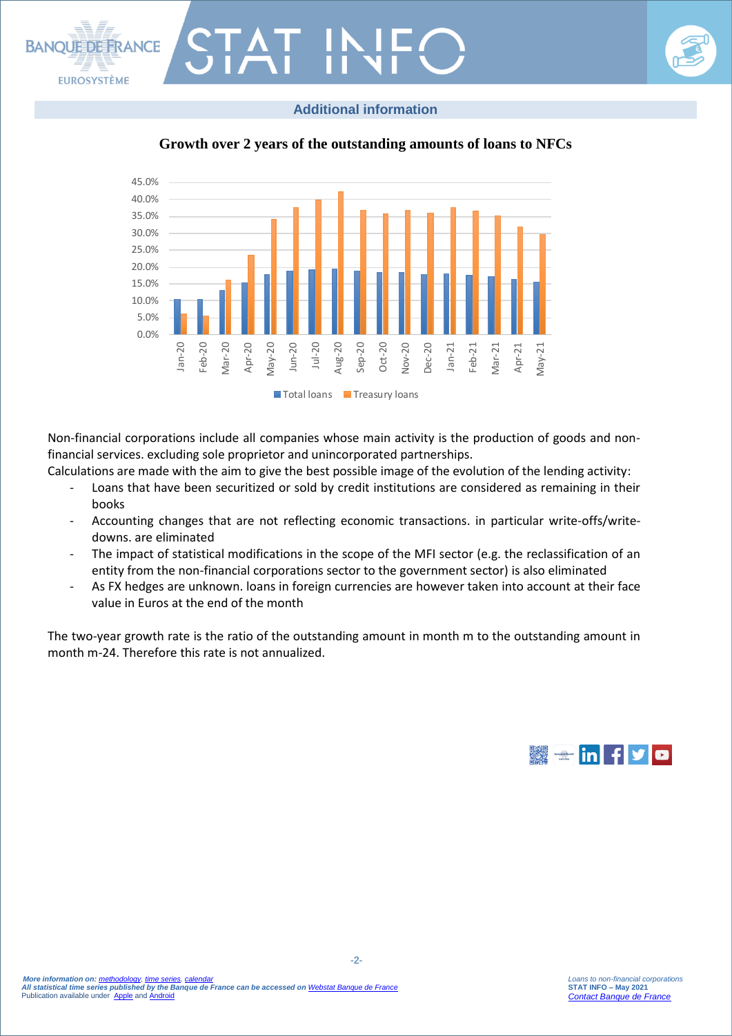## Additional information

**Growth over 2 years of the outstanding amounts of loans to NFCs**

45.0%
40.0%
35.0%
30.0%
25.0%
20.0%
15.0%
10.0%
5.0%
0.0%

Jan-20 Feb-20 Mar-20 Apr-20 May-20 Jun-20 Jul-20 Aug-20 Sep-20 Oct-20 Nov-20 Dec-20 Jan-21 Feb-21 Mar-21 Apr-21 May-21

Total loans Treasury loans

Non-financial corporations include all companies whose main activity is the production of goods and non-financial services. excluding sole proprietor and unincorporated partnerships.

Calculations are made with the aim to give the best possible image of the evolution of the lending activity:

- Loans that have been securitized or sold by credit institutions are considered as remaining in their books
- Accounting changes that are not reflecting economic transactions. in particular write-offs/write-downs. are eliminated
- The impact of statistical modifications in the scope of the MFI sector (e.g. the reclassification of an entity from the non-financial corporations sector to the government sector) is also eliminated
- As FX hedges are unknown. loans in foreign currencies are however taken into account at their face value in Euros at the end of the month

The two-year growth rate is the ratio of the outstanding amount in month m to the outstanding amount in month m-24. Therefore this rate is not annualized.